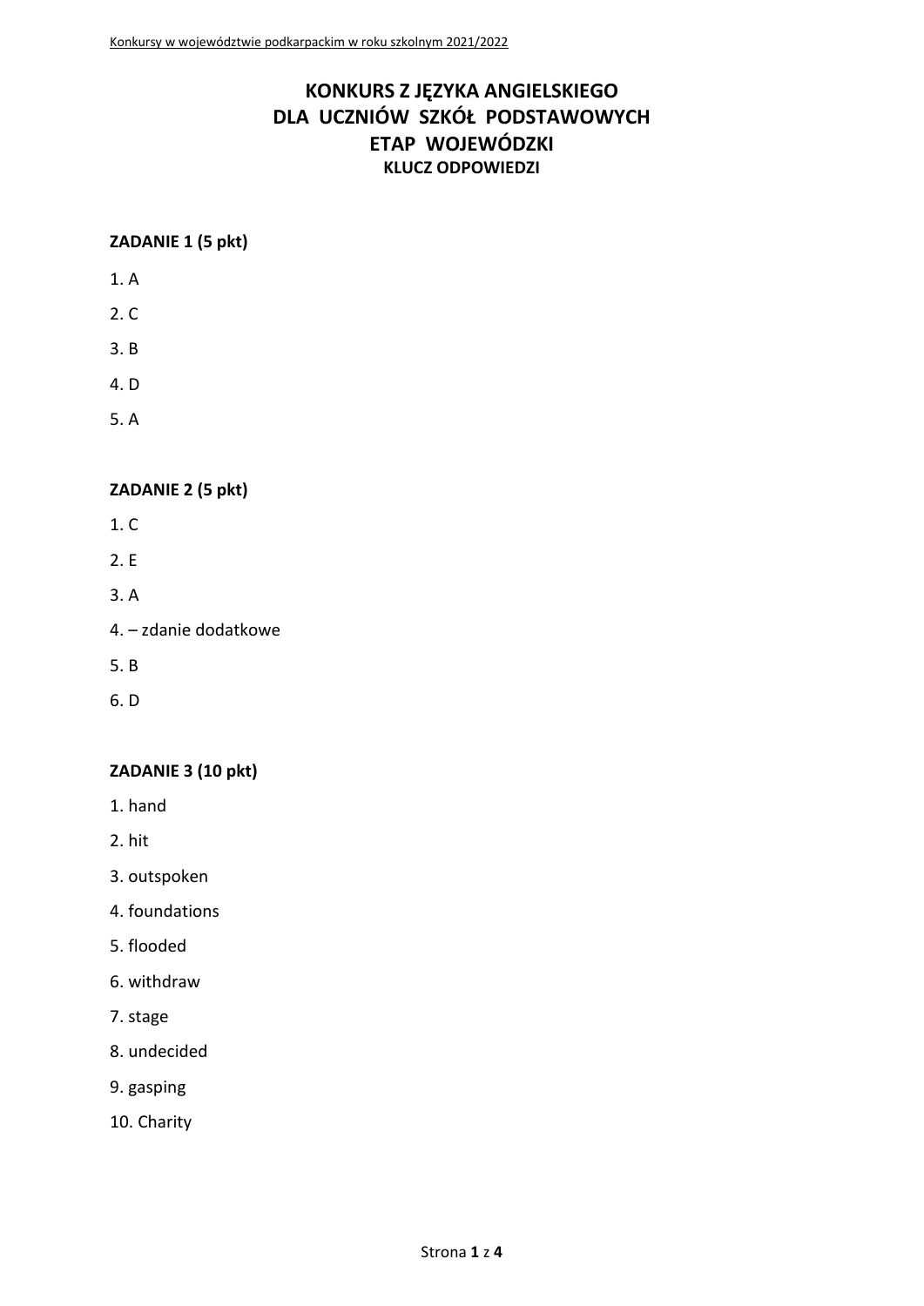# KONKURS Z JĘZYKA ANGIELSKIEGO
# DLA UCZNIÓW SZKÓŁ PODSTAWOWYCH
# ETAP WOJEWÓDZKI
### KLUCZ ODPOWIEDZI

**ZADANIE 1 (5 pkt)**

1. A
2. C
3. B
4. D
5. A

**ZADANIE 2 (5 pkt)**

1. C
2. E
3. A
4. – zdanie dodatkowe
5. B
6. D

**ZADANIE 3 (10 pkt)**

1. hand
2. hit
3. outspoken
4. foundations
5. flooded
6. withdraw
7. stage
8. undecided
9. gasping
10. Charity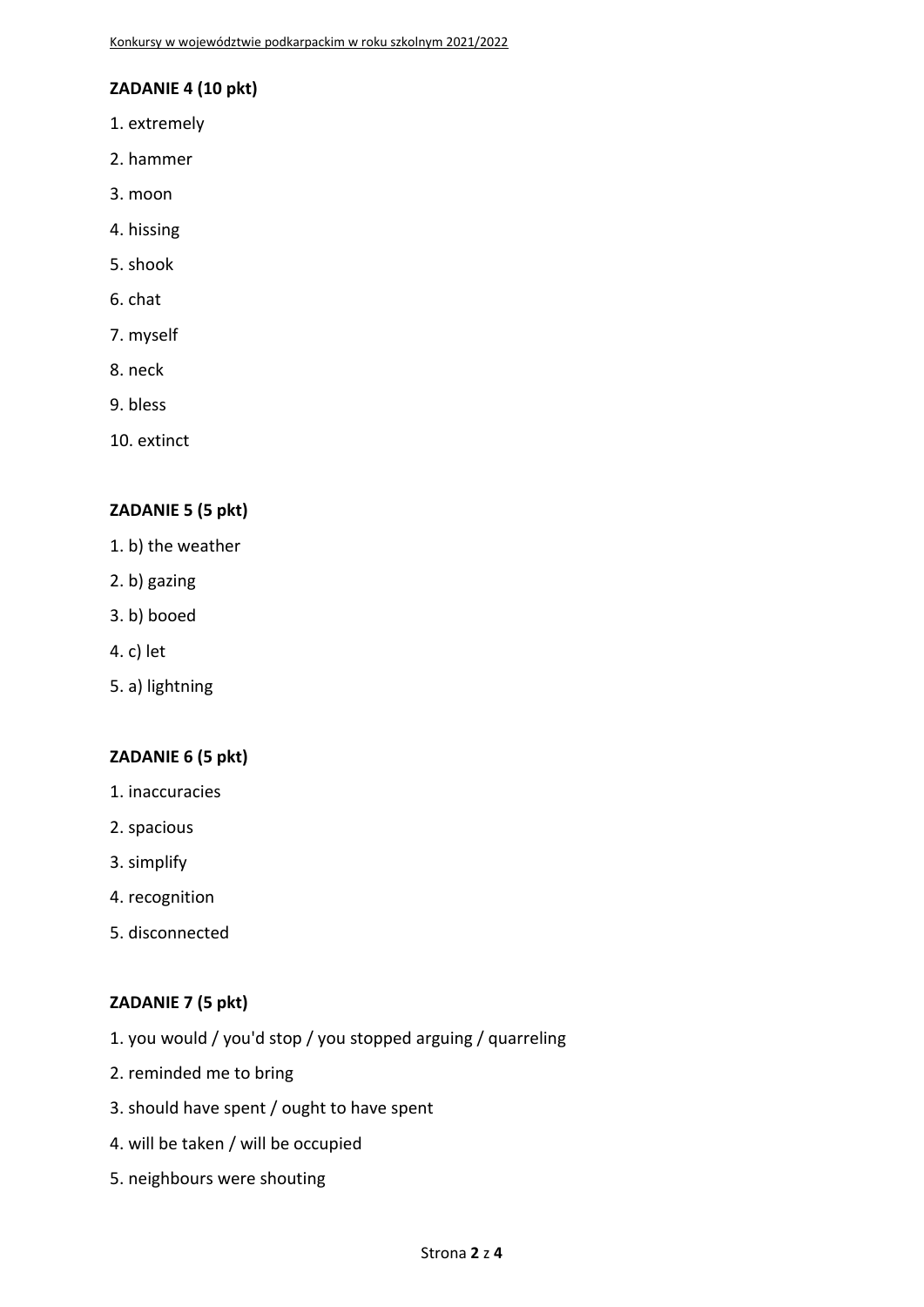## ZADANIE 4 (10 pkt)

1. extremely
2. hammer
3. moon
4. hissing
5. shook
6. chat
7. myself
8. neck
9. bless
10. extinct

## ZADANIE 5 (5 pkt)

1. b) the weather
2. b) gazing
3. b) booed
4. c) let
5. a) lightning

## ZADANIE 6 (5 pkt)

1. inaccuracies
2. spacious
3. simplify
4. recognition
5. disconnected

## ZADANIE 7 (5 pkt)

1. you would / you'd stop / you stopped arguing / quarreling
2. reminded me to bring
3. should have spent / ought to have spent
4. will be taken / will be occupied
5. neighbours were shouting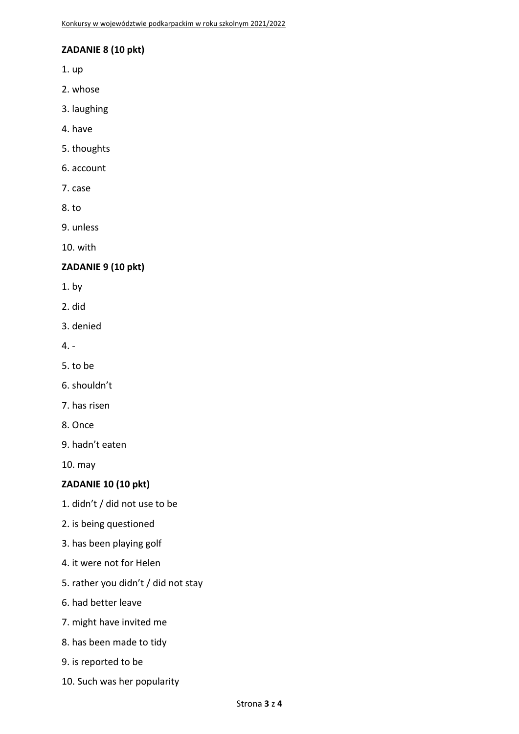**ZADANIE 8 (10 pkt)**

1. up
2. whose
3. laughing
4. have
5. thoughts
6. account
7. case
8. to
9. unless
10. with

**ZADANIE 9 (10 pkt)**

1. by
2. did
3. denied
4. -
5. to be
6. shouldn't
7. has risen
8. Once
9. hadn't eaten
10. may

**ZADANIE 10 (10 pkt)**

1. didn't / did not use to be
2. is being questioned
3. has been playing golf
4. it were not for Helen
5. rather you didn't / did not stay
6. had better leave
7. might have invited me
8. has been made to tidy
9. is reported to be
10. Such was her popularity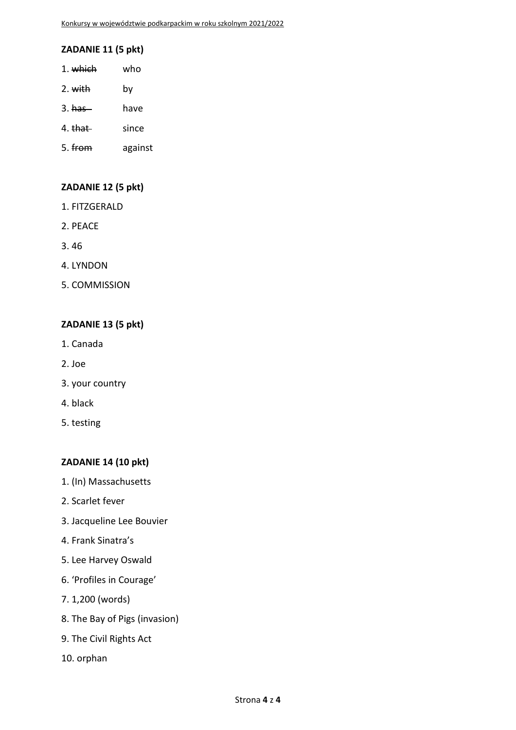**ZADANIE 11 (5 pkt)**

1. ~~which~~ who
2. ~~with~~ by
3. ~~has~~ have
4. ~~that~~ since
5. ~~from~~ against

**ZADANIE 12 (5 pkt)**

1. FITZGERALD
2. PEACE
3. 46
4. LYNDON
5. COMMISSION

**ZADANIE 13 (5 pkt)**

1. Canada
2. Joe
3. your country
4. black
5. testing

**ZADANIE 14 (10 pkt)**

1. (In) Massachusetts
2. Scarlet fever
3. Jacqueline Lee Bouvier
4. Frank Sinatra's
5. Lee Harvey Oswald
6. 'Profiles in Courage'
7. 1,200 (words)
8. The Bay of Pigs (invasion)
9. The Civil Rights Act
10. orphan